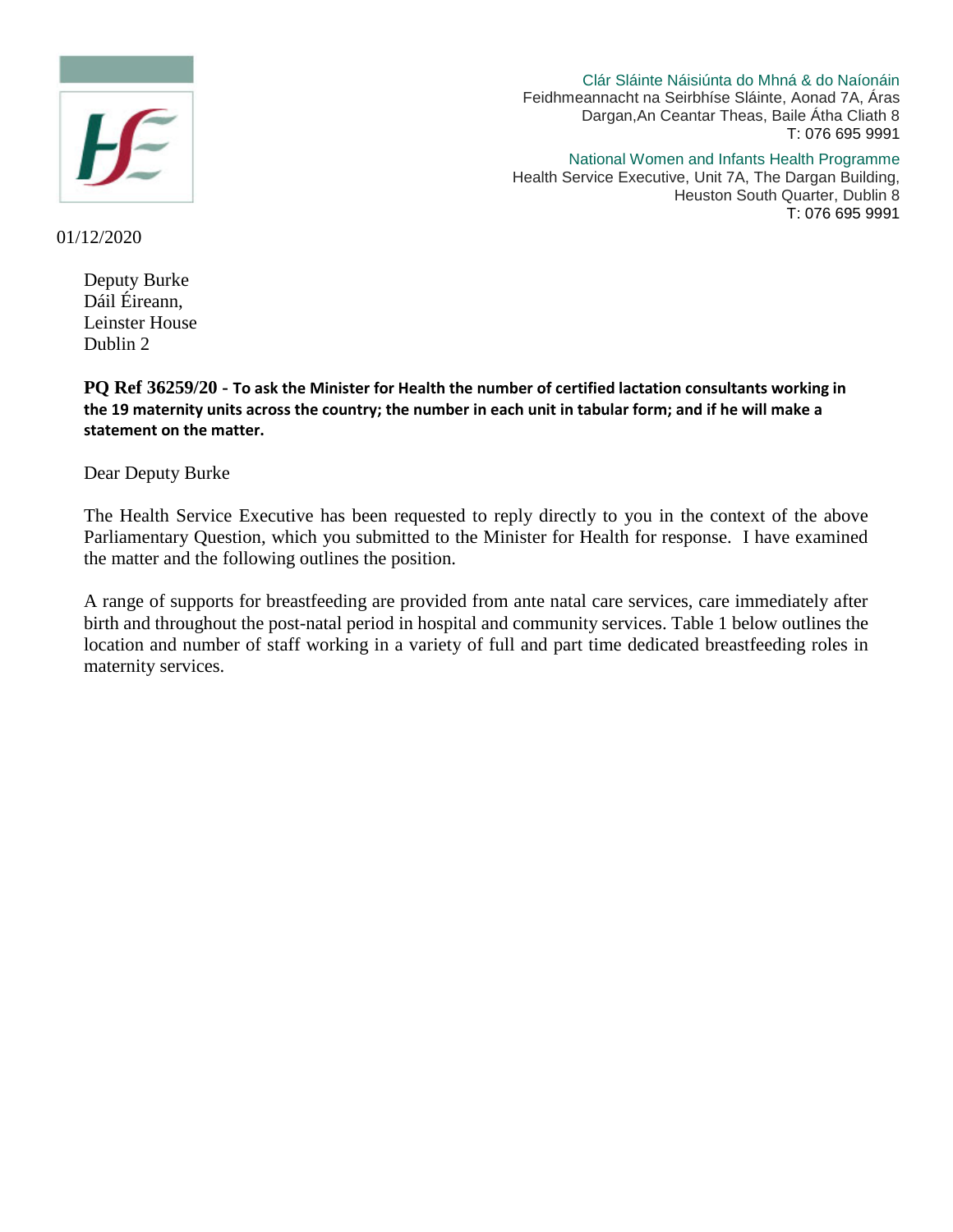Clár Sláinte Náisiúnta do Mhná & do Naíonáin
Feidhmeannacht na Seirbhíse Sláinte, Aonad 7A, Áras Dargan,An Ceantar Theas, Baile Átha Cliath 8
T: 076 695 9991

National Women and Infants Health Programme
Health Service Executive, Unit 7A, The Dargan Building, Heuston South Quarter, Dublin 8
T: 076 695 9991

01/12/2020

Deputy Burke
Dáil Éireann,
Leinster House
Dublin 2

**PQ Ref 36259/20 - To ask the Minister for Health the number of certified lactation consultants working in the 19 maternity units across the country; the number in each unit in tabular form; and if he will make a statement on the matter.**

Dear Deputy Burke

The Health Service Executive has been requested to reply directly to you in the context of the above Parliamentary Question, which you submitted to the Minister for Health for response. I have examined the matter and the following outlines the position.

A range of supports for breastfeeding are provided from ante natal care services, care immediately after birth and throughout the post-natal period in hospital and community services. Table 1 below outlines the location and number of staff working in a variety of full and part time dedicated breastfeeding roles in maternity services.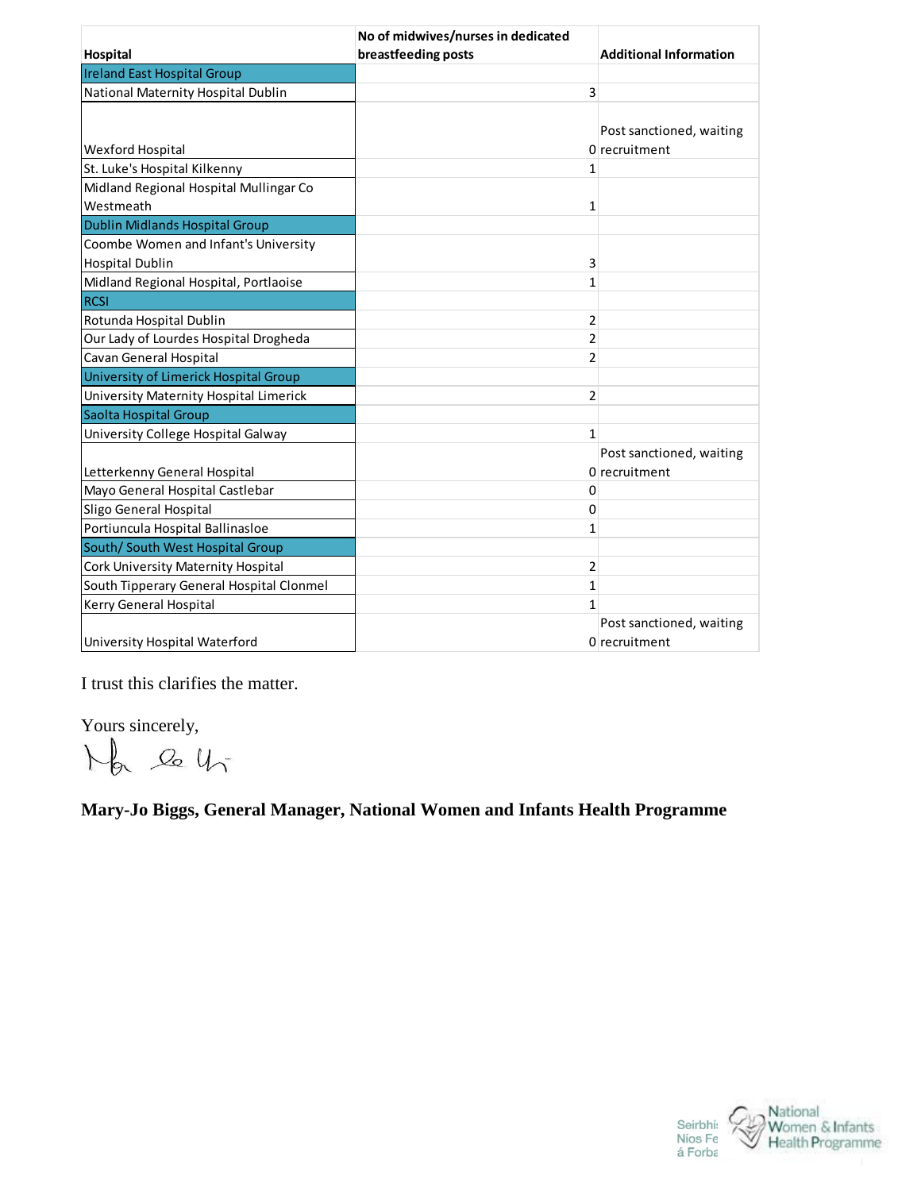| Hospital | No of midwives/nurses in dedicated breastfeeding posts | Additional Information |
|---|---|---|
| Ireland East Hospital Group | | |
| National Maternity Hospital Dublin | 3 | |
| Wexford Hospital | 0 | Post sanctioned, waiting recruitment |
| St. Luke's Hospital Kilkenny | 1 | |
| Midland Regional Hospital Mullingar Co Westmeath | 1 | |
| Dublin Midlands Hospital Group | | |
| Coombe Women and Infant's University Hospital Dublin | 3 | |
| Midland Regional Hospital, Portlaoise | 1 | |
| RCSI | | |
| Rotunda Hospital Dublin | 2 | |
| Our Lady of Lourdes Hospital Drogheda | 2 | |
| Cavan General Hospital | 2 | |
| University of Limerick Hospital Group | | |
| University Maternity Hospital Limerick | 2 | |
| Saolta Hospital Group | | |
| University College Hospital Galway | 1 | |
| Letterkenny General Hospital | 0 | Post sanctioned, waiting recruitment |
| Mayo General Hospital Castlebar | 0 | |
| Sligo General Hospital | 0 | |
| Portiuncula Hospital Ballinasloe | 1 | |
| South/ South West Hospital Group | | |
| Cork University Maternity Hospital | 2 | |
| South Tipperary General Hospital Clonmel | 1 | |
| Kerry General Hospital | 1 | |
| University Hospital Waterford | 0 | Post sanctioned, waiting recruitment |

I trust this clarifies the matter.

Yours sincerely,

**Mary-Jo Biggs, General Manager, National Women and Infants Health Programme**